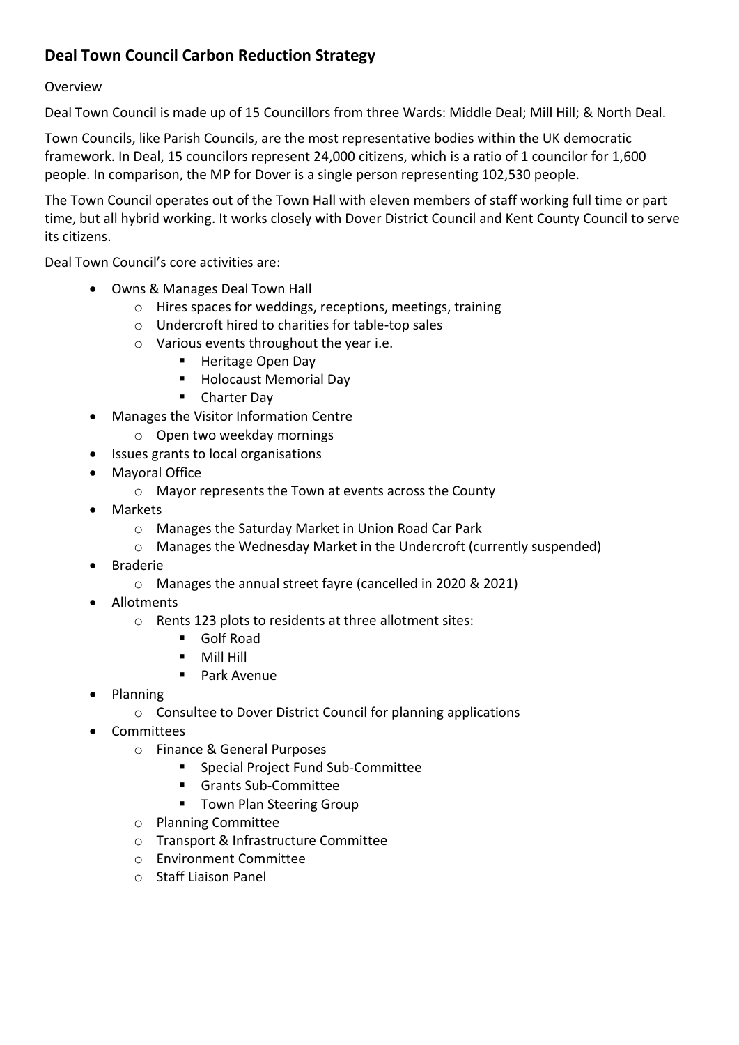# Deal Town Council Carbon Reduction Strategy

Overview

Deal Town Council is made up of 15 Councillors from three Wards: Middle Deal; Mill Hill; & North Deal.

Town Councils, like Parish Councils, are the most representative bodies within the UK democratic framework. In Deal, 15 councilors represent 24,000 citizens, which is a ratio of 1 councilor for 1,600 people. In comparison, the MP for Dover is a single person representing 102,530 people.

The Town Council operates out of the Town Hall with eleven members of staff working full time or part time, but all hybrid working. It works closely with Dover District Council and Kent County Council to serve its citizens.

Deal Town Council's core activities are:

- Owns & Manages Deal Town Hall
  - Hires spaces for weddings, receptions, meetings, training
  - Undercroft hired to charities for table-top sales
  - Various events throughout the year i.e.
    - Heritage Open Day
    - Holocaust Memorial Day
    - Charter Day
- Manages the Visitor Information Centre
  - Open two weekday mornings
- Issues grants to local organisations
- Mayoral Office
  - Mayor represents the Town at events across the County
- Markets
  - Manages the Saturday Market in Union Road Car Park
  - Manages the Wednesday Market in the Undercroft (currently suspended)
- Braderie
  - Manages the annual street fayre (cancelled in 2020 & 2021)
- Allotments
  - Rents 123 plots to residents at three allotment sites:
    - Golf Road
    - Mill Hill
    - Park Avenue
- Planning
  - Consultee to Dover District Council for planning applications
- Committees
  - Finance & General Purposes
    - Special Project Fund Sub-Committee
    - Grants Sub-Committee
    - Town Plan Steering Group
  - Planning Committee
  - Transport & Infrastructure Committee
  - Environment Committee
  - Staff Liaison Panel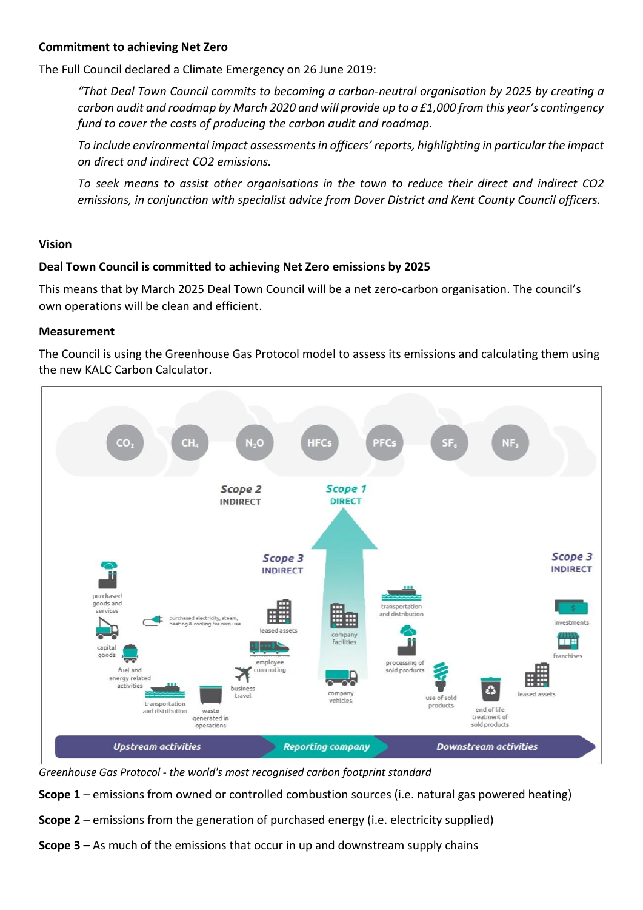**Commitment to achieving Net Zero**

The Full Council declared a Climate Emergency on 26 June 2019:

> *"That Deal Town Council commits to becoming a carbon-neutral organisation by 2025 by creating a carbon audit and roadmap by March 2020 and will provide up to a £1,000 from this year's contingency fund to cover the costs of producing the carbon audit and roadmap.*
>
> *To include environmental impact assessments in officers' reports, highlighting in particular the impact on direct and indirect CO2 emissions.*
>
> *To seek means to assist other organisations in the town to reduce their direct and indirect CO2 emissions, in conjunction with specialist advice from Dover District and Kent County Council officers.*

**Vision**

**Deal Town Council is committed to achieving Net Zero emissions by 2025**

This means that by March 2025 Deal Town Council will be a net zero-carbon organisation. The council's own operations will be clean and efficient.

**Measurement**

The Council is using the Greenhouse Gas Protocol model to assess its emissions and calculating them using the new KALC Carbon Calculator.

$CO_2$
$CH_4$
$N_2O$
HFCs
PFCs
$SF_6$
$NF_3$

Scope 2 INDIRECT
Scope 1 DIRECT
Scope 3 INDIRECT
Scope 3 INDIRECT

purchased goods and services
capital goods
fuel and energy related activities
transportation and distribution
waste generated in operations
business travel
employee commuting
leased assets
purchased electricity, steam, heating & cooling for own use
company facilities
company vehicles
transportation and distribution
processing of sold products
use of sold products
end-of-life treatment of sold products
leased assets
franchises
investments

Upstream activities
Reporting company
Downstream activities

*Greenhouse Gas Protocol - the world's most recognised carbon footprint standard*

**Scope 1** – emissions from owned or controlled combustion sources (i.e. natural gas powered heating)

**Scope 2** – emissions from the generation of purchased energy (i.e. electricity supplied)

**Scope 3 –** As much of the emissions that occur in up and downstream supply chains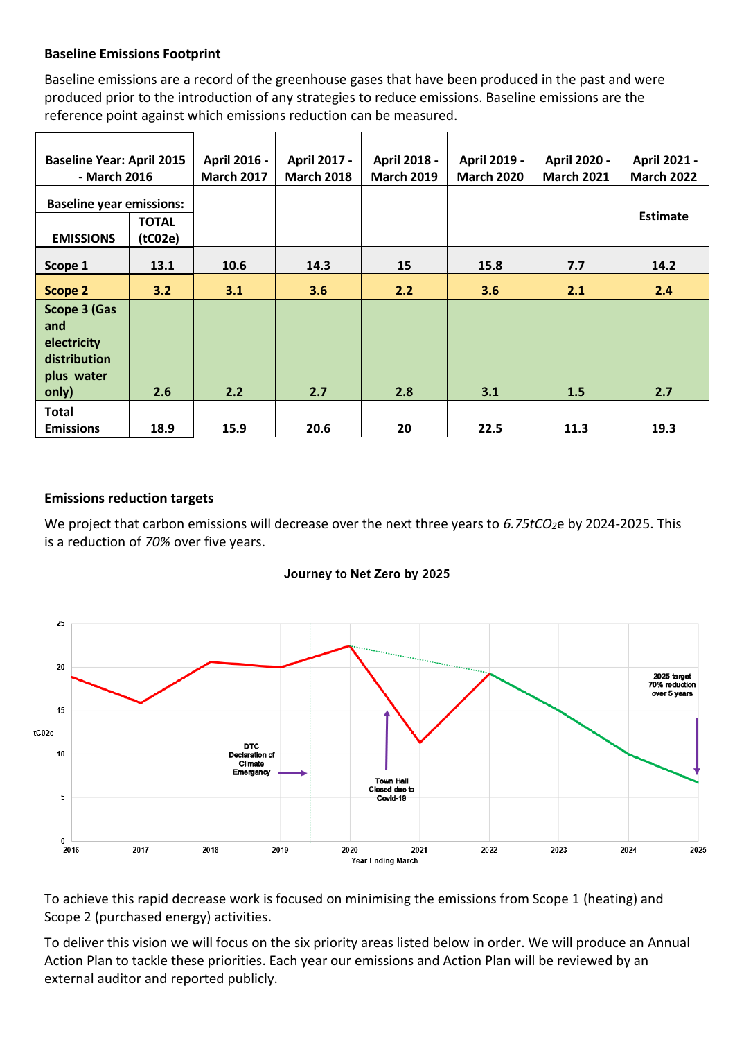**Baseline Emissions Footprint**

Baseline emissions are a record of the greenhouse gases that have been produced in the past and were produced prior to the introduction of any strategies to reduce emissions. Baseline emissions are the reference point against which emissions reduction can be measured.

| Baseline Year: April 2015 - March 2016 | | April 2016 - March 2017 | April 2017 - March 2018 | April 2018 - March 2019 | April 2019 - March 2020 | April 2020 - March 2021 | April 2021 - March 2022 |
|---|---|---|---|---|---|---|---|
| Baseline year emissions: | | | | | | | Estimate |
| EMISSIONS | TOTAL (tC02e) | | | | | | |
| Scope 1 | 13.1 | 10.6 | 14.3 | 15 | 15.8 | 7.7 | 14.2 |
| Scope 2 | 3.2 | 3.1 | 3.6 | 2.2 | 3.6 | 2.1 | 2.4 |
| Scope 3 (Gas and electricity distribution plus water only) | 2.6 | 2.2 | 2.7 | 2.8 | 3.1 | 1.5 | 2.7 |
| Total Emissions | 18.9 | 15.9 | 20.6 | 20 | 22.5 | 11.3 | 19.3 |

**Emissions reduction targets**

We project that carbon emissions will decrease over the next three years to *6.75tCO₂e* by 2024-2025. This is a reduction of *70%* over five years.

Journey to Net Zero by 2025

tC02e

25
20
15
10
5
0

2016 2017 2018 2019 2020 2021 2022 2023 2024 2025

Year Ending March

DTC Declaration of Climate Emergency

Town Hall Closed due to Covid-19

2025 target 70% reduction over 5 years

To achieve this rapid decrease work is focused on minimising the emissions from Scope 1 (heating) and Scope 2 (purchased energy) activities.

To deliver this vision we will focus on the six priority areas listed below in order. We will produce an Annual Action Plan to tackle these priorities. Each year our emissions and Action Plan will be reviewed by an external auditor and reported publicly.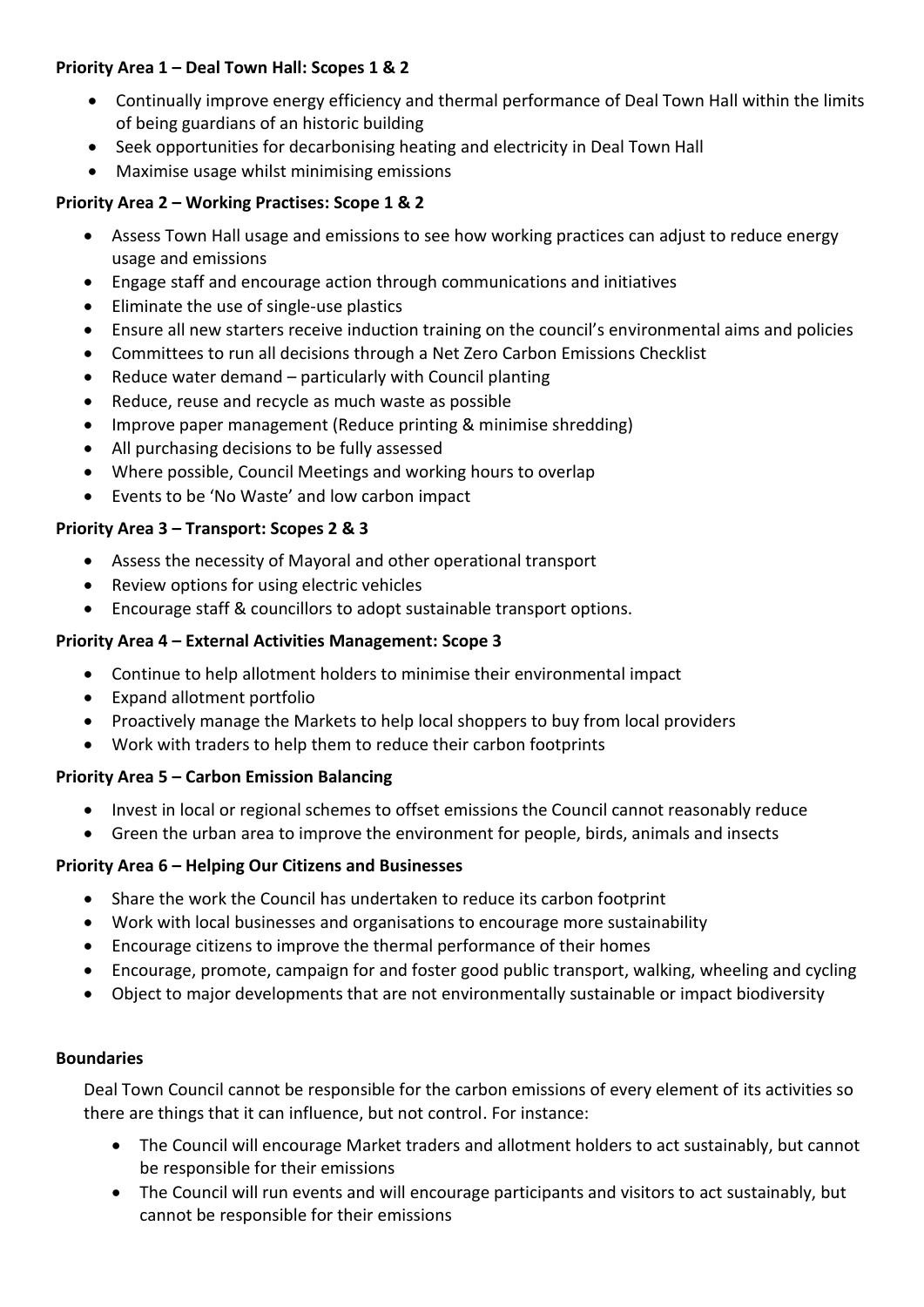**Priority Area 1 – Deal Town Hall: Scopes 1 & 2**

- Continually improve energy efficiency and thermal performance of Deal Town Hall within the limits of being guardians of an historic building
- Seek opportunities for decarbonising heating and electricity in Deal Town Hall
- Maximise usage whilst minimising emissions

**Priority Area 2 – Working Practises: Scope 1 & 2**

- Assess Town Hall usage and emissions to see how working practices can adjust to reduce energy usage and emissions
- Engage staff and encourage action through communications and initiatives
- Eliminate the use of single-use plastics
- Ensure all new starters receive induction training on the council's environmental aims and policies
- Committees to run all decisions through a Net Zero Carbon Emissions Checklist
- Reduce water demand – particularly with Council planting
- Reduce, reuse and recycle as much waste as possible
- Improve paper management (Reduce printing & minimise shredding)
- All purchasing decisions to be fully assessed
- Where possible, Council Meetings and working hours to overlap
- Events to be 'No Waste' and low carbon impact

**Priority Area 3 – Transport: Scopes 2 & 3**

- Assess the necessity of Mayoral and other operational transport
- Review options for using electric vehicles
- Encourage staff & councillors to adopt sustainable transport options.

**Priority Area 4 – External Activities Management: Scope 3**

- Continue to help allotment holders to minimise their environmental impact
- Expand allotment portfolio
- Proactively manage the Markets to help local shoppers to buy from local providers
- Work with traders to help them to reduce their carbon footprints

**Priority Area 5 – Carbon Emission Balancing**

- Invest in local or regional schemes to offset emissions the Council cannot reasonably reduce
- Green the urban area to improve the environment for people, birds, animals and insects

**Priority Area 6 – Helping Our Citizens and Businesses**

- Share the work the Council has undertaken to reduce its carbon footprint
- Work with local businesses and organisations to encourage more sustainability
- Encourage citizens to improve the thermal performance of their homes
- Encourage, promote, campaign for and foster good public transport, walking, wheeling and cycling
- Object to major developments that are not environmentally sustainable or impact biodiversity

**Boundaries**

Deal Town Council cannot be responsible for the carbon emissions of every element of its activities so there are things that it can influence, but not control. For instance:

- The Council will encourage Market traders and allotment holders to act sustainably, but cannot be responsible for their emissions
- The Council will run events and will encourage participants and visitors to act sustainably, but cannot be responsible for their emissions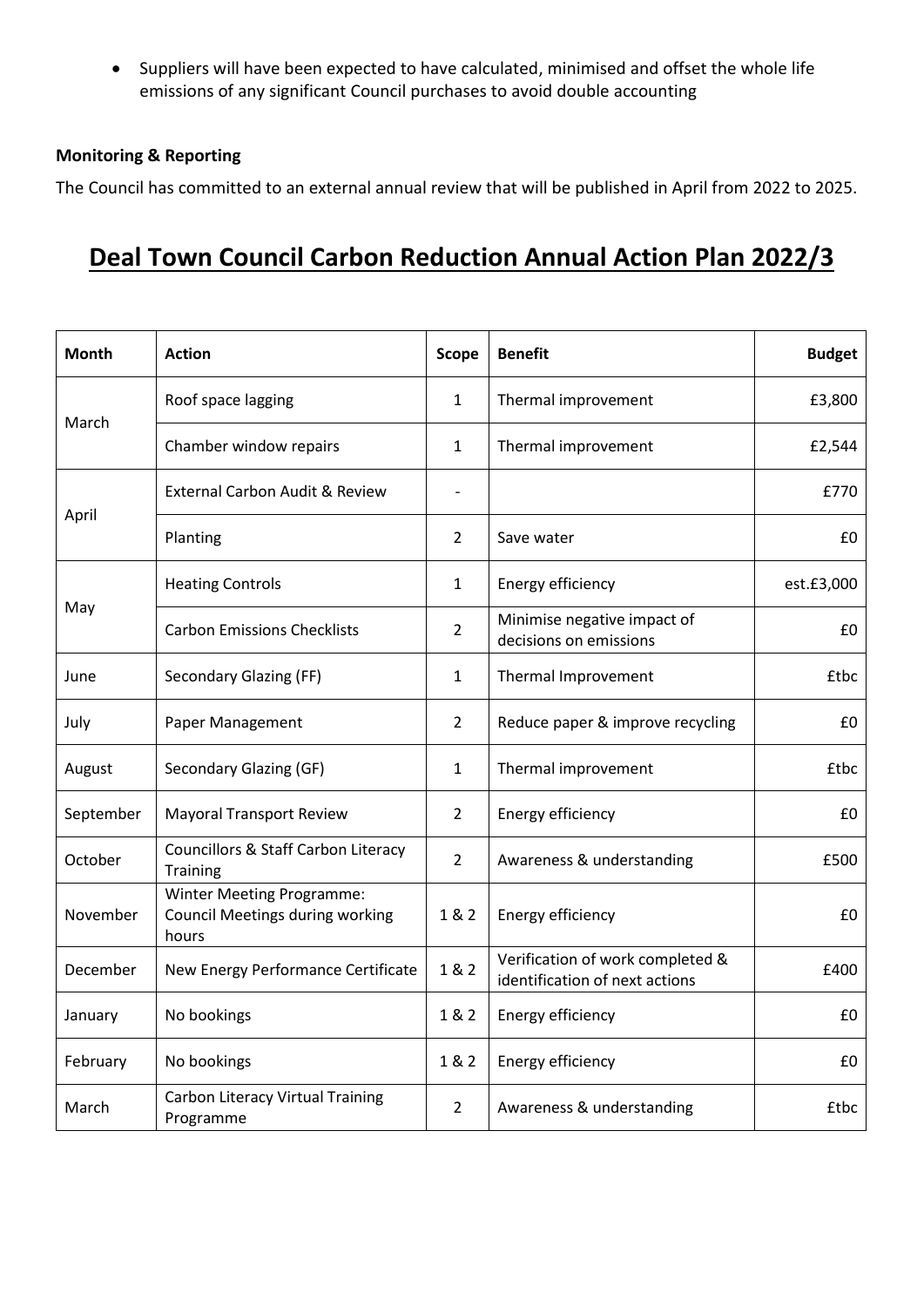- Suppliers will have been expected to have calculated, minimised and offset the whole life emissions of any significant Council purchases to avoid double accounting

**Monitoring & Reporting**

The Council has committed to an external annual review that will be published in April from 2022 to 2025.

# Deal Town Council Carbon Reduction Annual Action Plan 2022/3

| Month | Action | Scope | Benefit | Budget |
|---|---|---|---|---|
| March | Roof space lagging | 1 | Thermal improvement | £3,800 |
| | Chamber window repairs | 1 | Thermal improvement | £2,544 |
| April | External Carbon Audit & Review | - | | £770 |
| | Planting | 2 | Save water | £0 |
| May | Heating Controls | 1 | Energy efficiency | est.£3,000 |
| | Carbon Emissions Checklists | 2 | Minimise negative impact of decisions on emissions | £0 |
| June | Secondary Glazing (FF) | 1 | Thermal Improvement | £tbc |
| July | Paper Management | 2 | Reduce paper & improve recycling | £0 |
| August | Secondary Glazing (GF) | 1 | Thermal improvement | £tbc |
| September | Mayoral Transport Review | 2 | Energy efficiency | £0 |
| October | Councillors & Staff Carbon Literacy Training | 2 | Awareness & understanding | £500 |
| November | Winter Meeting Programme: Council Meetings during working hours | 1 & 2 | Energy efficiency | £0 |
| December | New Energy Performance Certificate | 1 & 2 | Verification of work completed & identification of next actions | £400 |
| January | No bookings | 1 & 2 | Energy efficiency | £0 |
| February | No bookings | 1 & 2 | Energy efficiency | £0 |
| March | Carbon Literacy Virtual Training Programme | 2 | Awareness & understanding | £tbc |